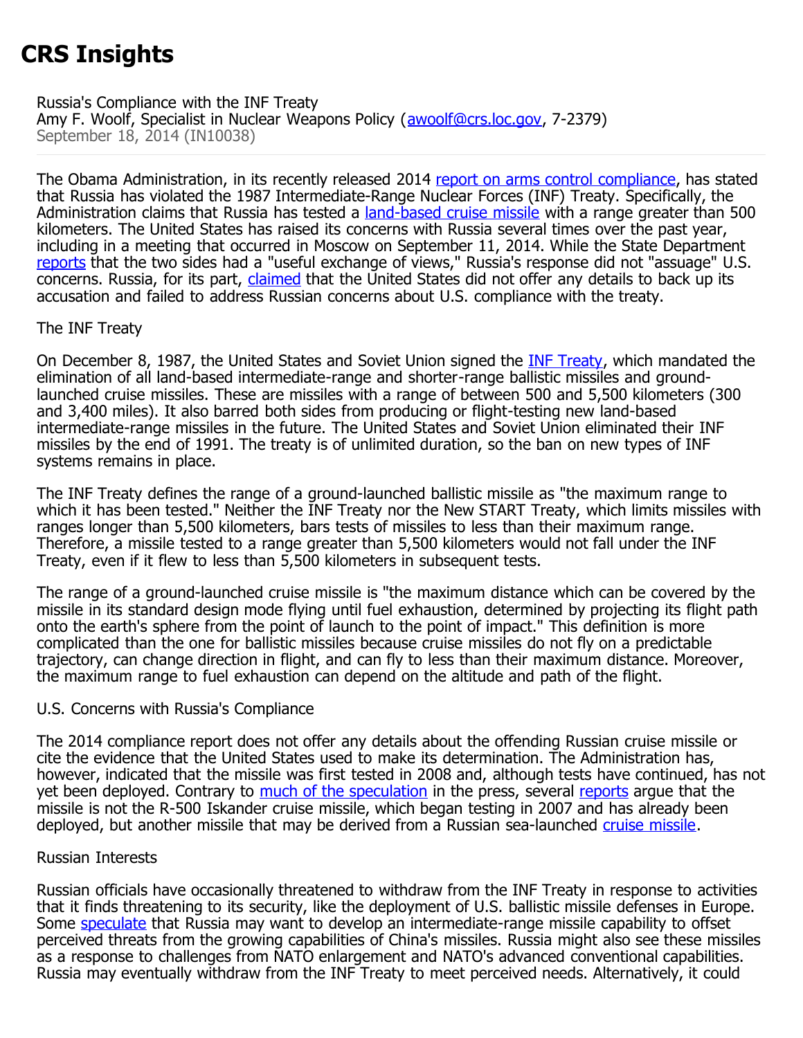# CRS Insights

Russia's Compliance with the INF Treaty
Amy F. Woolf, Specialist in Nuclear Weapons Policy (awoolf@crs.loc.gov, 7-2379)
September 18, 2014 (IN10038)

The Obama Administration, in its recently released 2014 report on arms control compliance, has stated that Russia has violated the 1987 Intermediate-Range Nuclear Forces (INF) Treaty. Specifically, the Administration claims that Russia has tested a land-based cruise missile with a range greater than 500 kilometers. The United States has raised its concerns with Russia several times over the past year, including in a meeting that occurred in Moscow on September 11, 2014. While the State Department reports that the two sides had a "useful exchange of views," Russia's response did not "assuage" U.S. concerns. Russia, for its part, claimed that the United States did not offer any details to back up its accusation and failed to address Russian concerns about U.S. compliance with the treaty.

## The INF Treaty

On December 8, 1987, the United States and Soviet Union signed the INF Treaty, which mandated the elimination of all land-based intermediate-range and shorter-range ballistic missiles and ground-launched cruise missiles. These are missiles with a range of between 500 and 5,500 kilometers (300 and 3,400 miles). It also barred both sides from producing or flight-testing new land-based intermediate-range missiles in the future. The United States and Soviet Union eliminated their INF missiles by the end of 1991. The treaty is of unlimited duration, so the ban on new types of INF systems remains in place.

The INF Treaty defines the range of a ground-launched ballistic missile as "the maximum range to which it has been tested." Neither the INF Treaty nor the New START Treaty, which limits missiles with ranges longer than 5,500 kilometers, bars tests of missiles to less than their maximum range. Therefore, a missile tested to a range greater than 5,500 kilometers would not fall under the INF Treaty, even if it flew to less than 5,500 kilometers in subsequent tests.

The range of a ground-launched cruise missile is "the maximum distance which can be covered by the missile in its standard design mode flying until fuel exhaustion, determined by projecting its flight path onto the earth's sphere from the point of launch to the point of impact." This definition is more complicated than the one for ballistic missiles because cruise missiles do not fly on a predictable trajectory, can change direction in flight, and can fly to less than their maximum distance. Moreover, the maximum range to fuel exhaustion can depend on the altitude and path of the flight.

## U.S. Concerns with Russia's Compliance

The 2014 compliance report does not offer any details about the offending Russian cruise missile or cite the evidence that the United States used to make its determination. The Administration has, however, indicated that the missile was first tested in 2008 and, although tests have continued, has not yet been deployed. Contrary to much of the speculation in the press, several reports argue that the missile is not the R-500 Iskander cruise missile, which began testing in 2007 and has already been deployed, but another missile that may be derived from a Russian sea-launched cruise missile.

## Russian Interests

Russian officials have occasionally threatened to withdraw from the INF Treaty in response to activities that it finds threatening to its security, like the deployment of U.S. ballistic missile defenses in Europe. Some speculate that Russia may want to develop an intermediate-range missile capability to offset perceived threats from the growing capabilities of China's missiles. Russia might also see these missiles as a response to challenges from NATO enlargement and NATO's advanced conventional capabilities. Russia may eventually withdraw from the INF Treaty to meet perceived needs. Alternatively, it could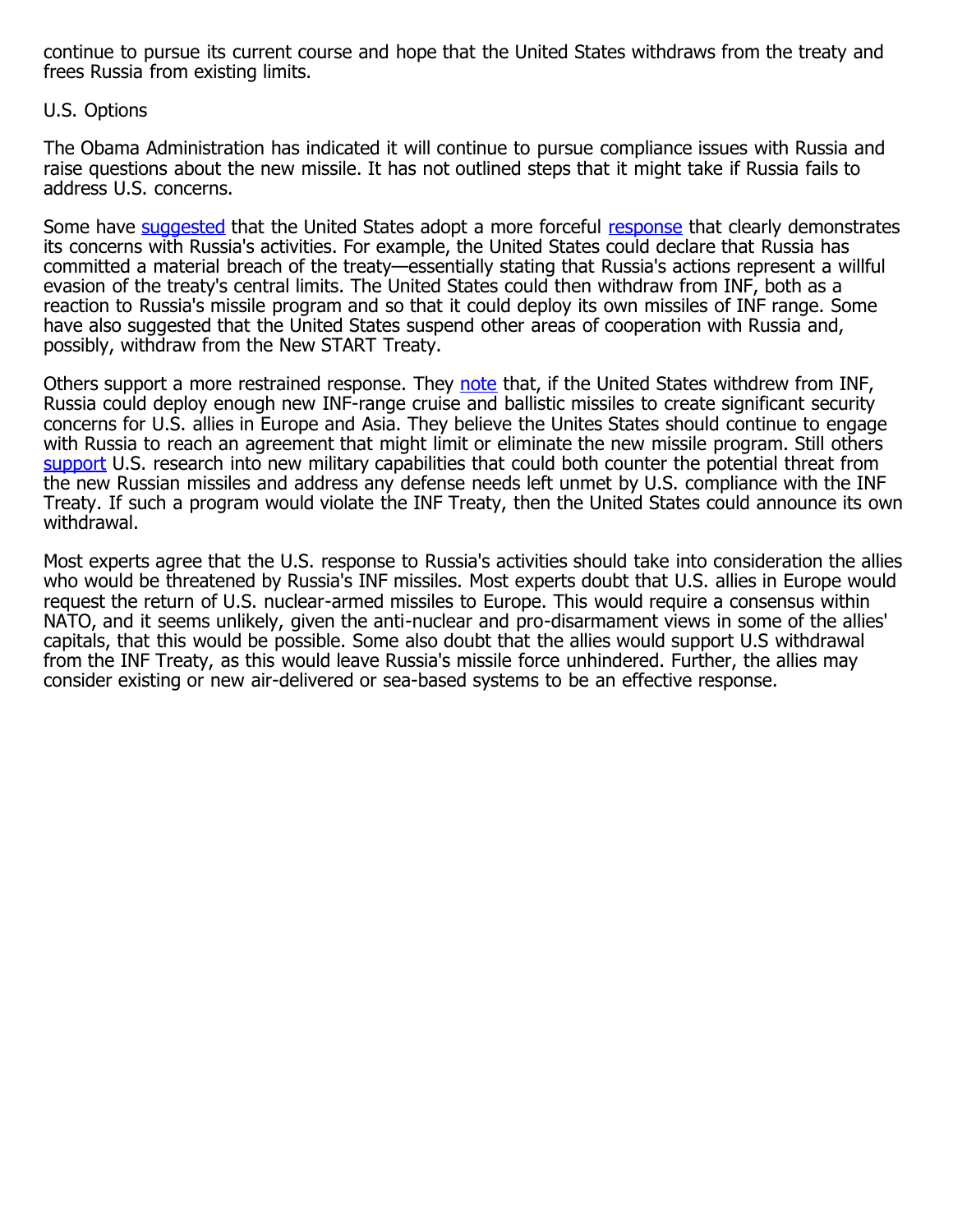continue to pursue its current course and hope that the United States withdraws from the treaty and frees Russia from existing limits.

## U.S. Options

The Obama Administration has indicated it will continue to pursue compliance issues with Russia and raise questions about the new missile. It has not outlined steps that it might take if Russia fails to address U.S. concerns.

Some have suggested that the United States adopt a more forceful response that clearly demonstrates its concerns with Russia's activities. For example, the United States could declare that Russia has committed a material breach of the treaty—essentially stating that Russia's actions represent a willful evasion of the treaty's central limits. The United States could then withdraw from INF, both as a reaction to Russia's missile program and so that it could deploy its own missiles of INF range. Some have also suggested that the United States suspend other areas of cooperation with Russia and, possibly, withdraw from the New START Treaty.

Others support a more restrained response. They note that, if the United States withdrew from INF, Russia could deploy enough new INF-range cruise and ballistic missiles to create significant security concerns for U.S. allies in Europe and Asia. They believe the Unites States should continue to engage with Russia to reach an agreement that might limit or eliminate the new missile program. Still others support U.S. research into new military capabilities that could both counter the potential threat from the new Russian missiles and address any defense needs left unmet by U.S. compliance with the INF Treaty. If such a program would violate the INF Treaty, then the United States could announce its own withdrawal.

Most experts agree that the U.S. response to Russia's activities should take into consideration the allies who would be threatened by Russia's INF missiles. Most experts doubt that U.S. allies in Europe would request the return of U.S. nuclear-armed missiles to Europe. This would require a consensus within NATO, and it seems unlikely, given the anti-nuclear and pro-disarmament views in some of the allies' capitals, that this would be possible. Some also doubt that the allies would support U.S withdrawal from the INF Treaty, as this would leave Russia's missile force unhindered. Further, the allies may consider existing or new air-delivered or sea-based systems to be an effective response.